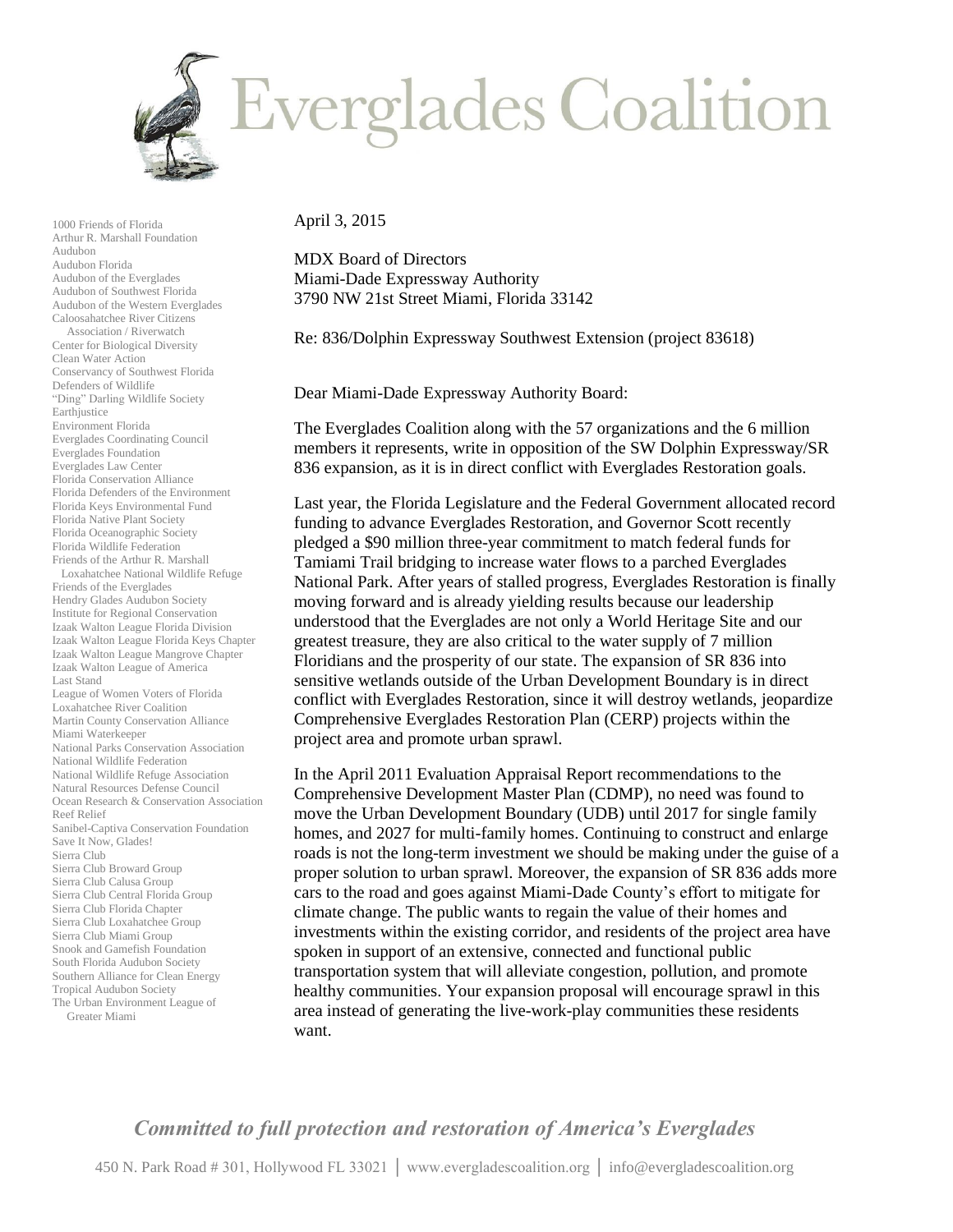# Everglades Coalition

1000 Friends of Florida
Arthur R. Marshall Foundation
Audubon
Audubon Florida
Audubon of the Everglades
Audubon of Southwest Florida
Audubon of the Western Everglades
Caloosahatchee River Citizens Association / Riverwatch
Center for Biological Diversity
Clean Water Action
Conservancy of Southwest Florida
Defenders of Wildlife
"Ding" Darling Wildlife Society
Earthjustice
Environment Florida
Everglades Coordinating Council
Everglades Foundation
Everglades Law Center
Florida Conservation Alliance
Florida Defenders of the Environment
Florida Keys Environmental Fund
Florida Native Plant Society
Florida Oceanographic Society
Florida Wildlife Federation
Friends of the Arthur R. Marshall Loxahatchee National Wildlife Refuge
Friends of the Everglades
Hendry Glades Audubon Society
Institute for Regional Conservation
Izaak Walton League Florida Division
Izaak Walton League Florida Keys Chapter
Izaak Walton League Mangrove Chapter
Izaak Walton League of America
Last Stand
League of Women Voters of Florida
Loxahatchee River Coalition
Martin County Conservation Alliance
Miami Waterkeeper
National Parks Conservation Association
National Wildlife Federation
National Wildlife Refuge Association
Natural Resources Defense Council
Ocean Research & Conservation Association
Reef Relief
Sanibel-Captiva Conservation Foundation
Save It Now, Glades!
Sierra Club
Sierra Club Broward Group
Sierra Club Calusa Group
Sierra Club Central Florida Group
Sierra Club Florida Chapter
Sierra Club Loxahatchee Group
Sierra Club Miami Group
Snook and Gamefish Foundation
South Florida Audubon Society
Southern Alliance for Clean Energy
Tropical Audubon Society
The Urban Environment League of Greater Miami

April 3, 2015

MDX Board of Directors
Miami-Dade Expressway Authority
3790 NW 21st Street Miami, Florida 33142

Re: 836/Dolphin Expressway Southwest Extension (project 83618)

Dear Miami-Dade Expressway Authority Board:

The Everglades Coalition along with the 57 organizations and the 6 million members it represents, write in opposition of the SW Dolphin Expressway/SR 836 expansion, as it is in direct conflict with Everglades Restoration goals.

Last year, the Florida Legislature and the Federal Government allocated record funding to advance Everglades Restoration, and Governor Scott recently pledged a $90 million three-year commitment to match federal funds for Tamiami Trail bridging to increase water flows to a parched Everglades National Park. After years of stalled progress, Everglades Restoration is finally moving forward and is already yielding results because our leadership understood that the Everglades are not only a World Heritage Site and our greatest treasure, they are also critical to the water supply of 7 million Floridians and the prosperity of our state. The expansion of SR 836 into sensitive wetlands outside of the Urban Development Boundary is in direct conflict with Everglades Restoration, since it will destroy wetlands, jeopardize Comprehensive Everglades Restoration Plan (CERP) projects within the project area and promote urban sprawl.

In the April 2011 Evaluation Appraisal Report recommendations to the Comprehensive Development Master Plan (CDMP), no need was found to move the Urban Development Boundary (UDB) until 2017 for single family homes, and 2027 for multi-family homes. Continuing to construct and enlarge roads is not the long-term investment we should be making under the guise of a proper solution to urban sprawl. Moreover, the expansion of SR 836 adds more cars to the road and goes against Miami-Dade County's effort to mitigate for climate change. The public wants to regain the value of their homes and investments within the existing corridor, and residents of the project area have spoken in support of an extensive, connected and functional public transportation system that will alleviate congestion, pollution, and promote healthy communities. Your expansion proposal will encourage sprawl in this area instead of generating the live-work-play communities these residents want.

*Committed to full protection and restoration of America's Everglades*

450 N. Park Road # 301, Hollywood FL 33021 | www.evergladescoalition.org | info@evergladescoalition.org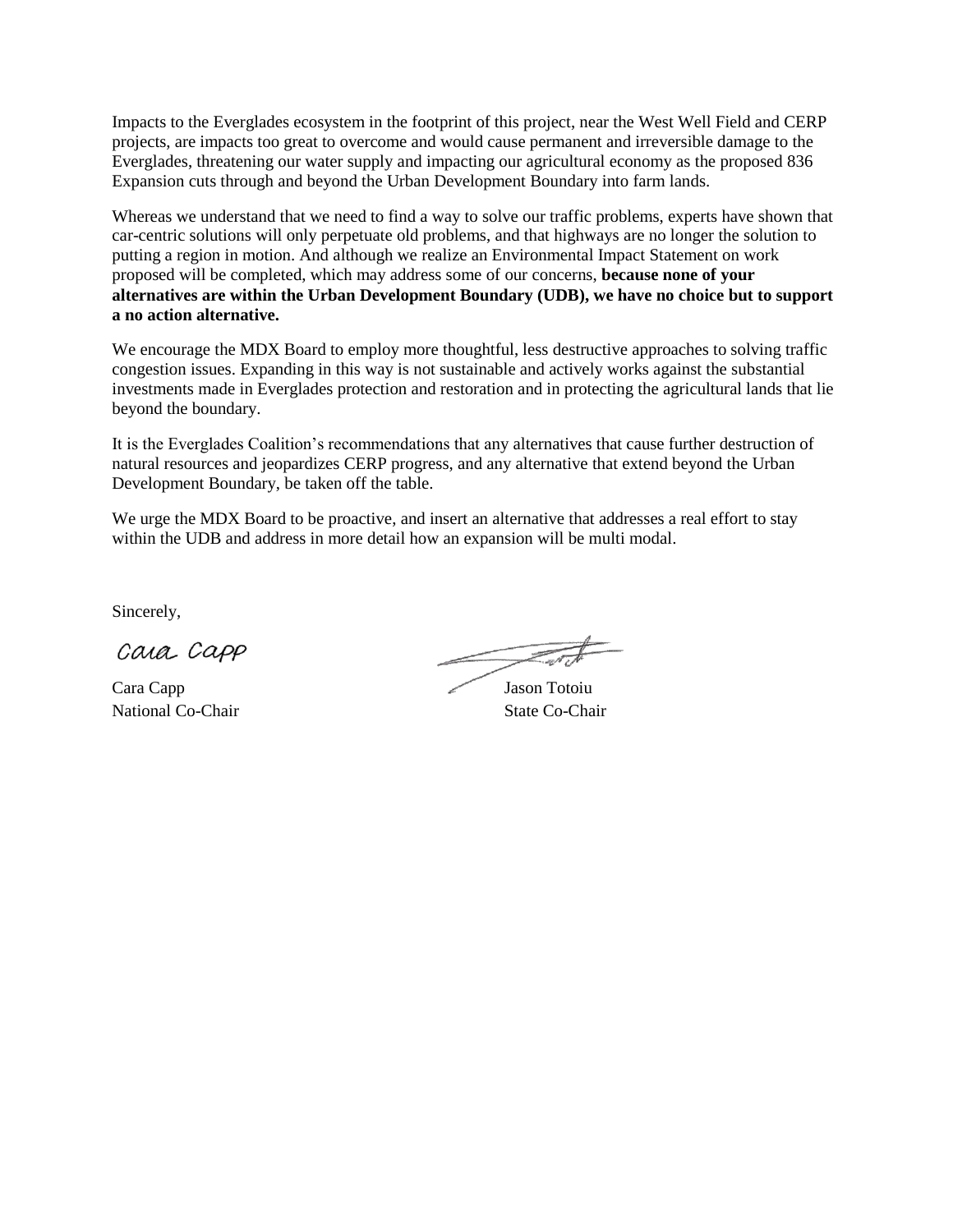Impacts to the Everglades ecosystem in the footprint of this project, near the West Well Field and CERP projects, are impacts too great to overcome and would cause permanent and irreversible damage to the Everglades, threatening our water supply and impacting our agricultural economy as the proposed 836 Expansion cuts through and beyond the Urban Development Boundary into farm lands.

Whereas we understand that we need to find a way to solve our traffic problems, experts have shown that car-centric solutions will only perpetuate old problems, and that highways are no longer the solution to putting a region in motion. And although we realize an Environmental Impact Statement on work proposed will be completed, which may address some of our concerns, **because none of your alternatives are within the Urban Development Boundary (UDB), we have no choice but to support a no action alternative.**

We encourage the MDX Board to employ more thoughtful, less destructive approaches to solving traffic congestion issues. Expanding in this way is not sustainable and actively works against the substantial investments made in Everglades protection and restoration and in protecting the agricultural lands that lie beyond the boundary.

It is the Everglades Coalition's recommendations that any alternatives that cause further destruction of natural resources and jeopardizes CERP progress, and any alternative that extend beyond the Urban Development Boundary, be taken off the table.

We urge the MDX Board to be proactive, and insert an alternative that addresses a real effort to stay within the UDB and address in more detail how an expansion will be multi modal.

Sincerely,

Cara Capp
National Co-Chair

Jason Totoiu
State Co-Chair